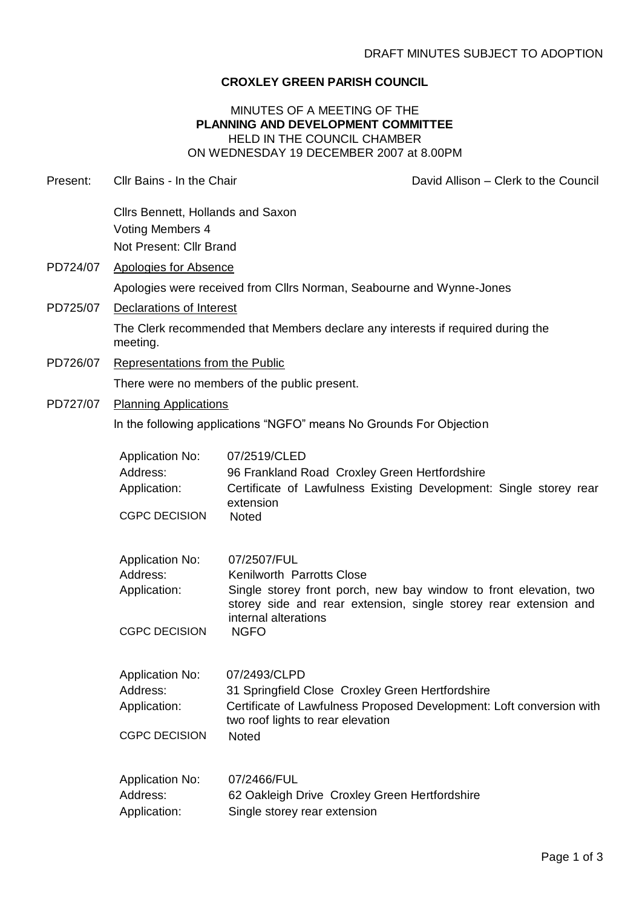DRAFT MINUTES SUBJECT TO ADOPTION

**CROXLEY GREEN PARISH COUNCIL**

MINUTES OF A MEETING OF THE
**PLANNING AND DEVELOPMENT COMMITTEE**
HELD IN THE COUNCIL CHAMBER
ON WEDNESDAY 19 DECEMBER 2007 at 8.00PM

Present: Cllr Bains - In the Chair — David Allison – Clerk to the Council

Cllrs Bennett, Hollands and Saxon
Voting Members 4
Not Present: Cllr Brand

PD724/07 Apologies for Absence

Apologies were received from Cllrs Norman, Seabourne and Wynne-Jones

PD725/07 Declarations of Interest

The Clerk recommended that Members declare any interests if required during the meeting.

PD726/07 Representations from the Public

There were no members of the public present.

PD727/07 Planning Applications

In the following applications "NGFO" means No Grounds For Objection

| | |
|---|---|
| Application No: | 07/2519/CLED |
| Address: | 96 Frankland Road Croxley Green Hertfordshire |
| Application: | Certificate of Lawfulness Existing Development: Single storey rear extension |
| CGPC DECISION | Noted |

| | |
|---|---|
| Application No: | 07/2507/FUL |
| Address: | Kenilworth Parrotts Close |
| Application: | Single storey front porch, new bay window to front elevation, two storey side and rear extension, single storey rear extension and internal alterations |
| CGPC DECISION | NGFO |

| | |
|---|---|
| Application No: | 07/2493/CLPD |
| Address: | 31 Springfield Close Croxley Green Hertfordshire |
| Application: | Certificate of Lawfulness Proposed Development: Loft conversion with two roof lights to rear elevation |
| CGPC DECISION | Noted |

| | |
|---|---|
| Application No: | 07/2466/FUL |
| Address: | 62 Oakleigh Drive Croxley Green Hertfordshire |
| Application: | Single storey rear extension |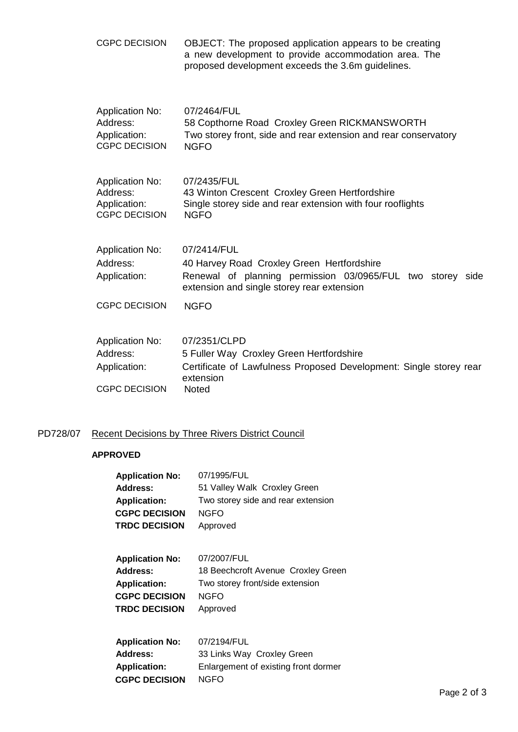| | |
|---|---|
| CGPC DECISION | OBJECT: The proposed application appears to be creating a new development to provide accommodation area. The proposed development exceeds the 3.6m guidelines. |

| | |
|---|---|
| Application No: | 07/2464/FUL |
| Address: | 58 Copthorne Road Croxley Green RICKMANSWORTH |
| Application: | Two storey front, side and rear extension and rear conservatory |
| CGPC DECISION | NGFO |

| | |
|---|---|
| Application No: | 07/2435/FUL |
| Address: | 43 Winton Crescent Croxley Green Hertfordshire |
| Application: | Single storey side and rear extension with four rooflights |
| CGPC DECISION | NGFO |

| | |
|---|---|
| Application No: | 07/2414/FUL |
| Address: | 40 Harvey Road Croxley Green Hertfordshire |
| Application: | Renewal of planning permission 03/0965/FUL two storey side extension and single storey rear extension |
| CGPC DECISION | NGFO |

| | |
|---|---|
| Application No: | 07/2351/CLPD |
| Address: | 5 Fuller Way Croxley Green Hertfordshire |
| Application: | Certificate of Lawfulness Proposed Development: Single storey rear extension |
| CGPC DECISION | Noted |

PD728/07 Recent Decisions by Three Rivers District Council

**APPROVED**

| | |
|---|---|
| **Application No:** | 07/1995/FUL |
| **Address:** | 51 Valley Walk Croxley Green |
| **Application:** | Two storey side and rear extension |
| **CGPC DECISION** | NGFO |
| **TRDC DECISION** | Approved |

| | |
|---|---|
| **Application No:** | 07/2007/FUL |
| **Address:** | 18 Beechcroft Avenue Croxley Green |
| **Application:** | Two storey front/side extension |
| **CGPC DECISION** | NGFO |
| **TRDC DECISION** | Approved |

| | |
|---|---|
| **Application No:** | 07/2194/FUL |
| **Address:** | 33 Links Way Croxley Green |
| **Application:** | Enlargement of existing front dormer |
| **CGPC DECISION** | NGFO |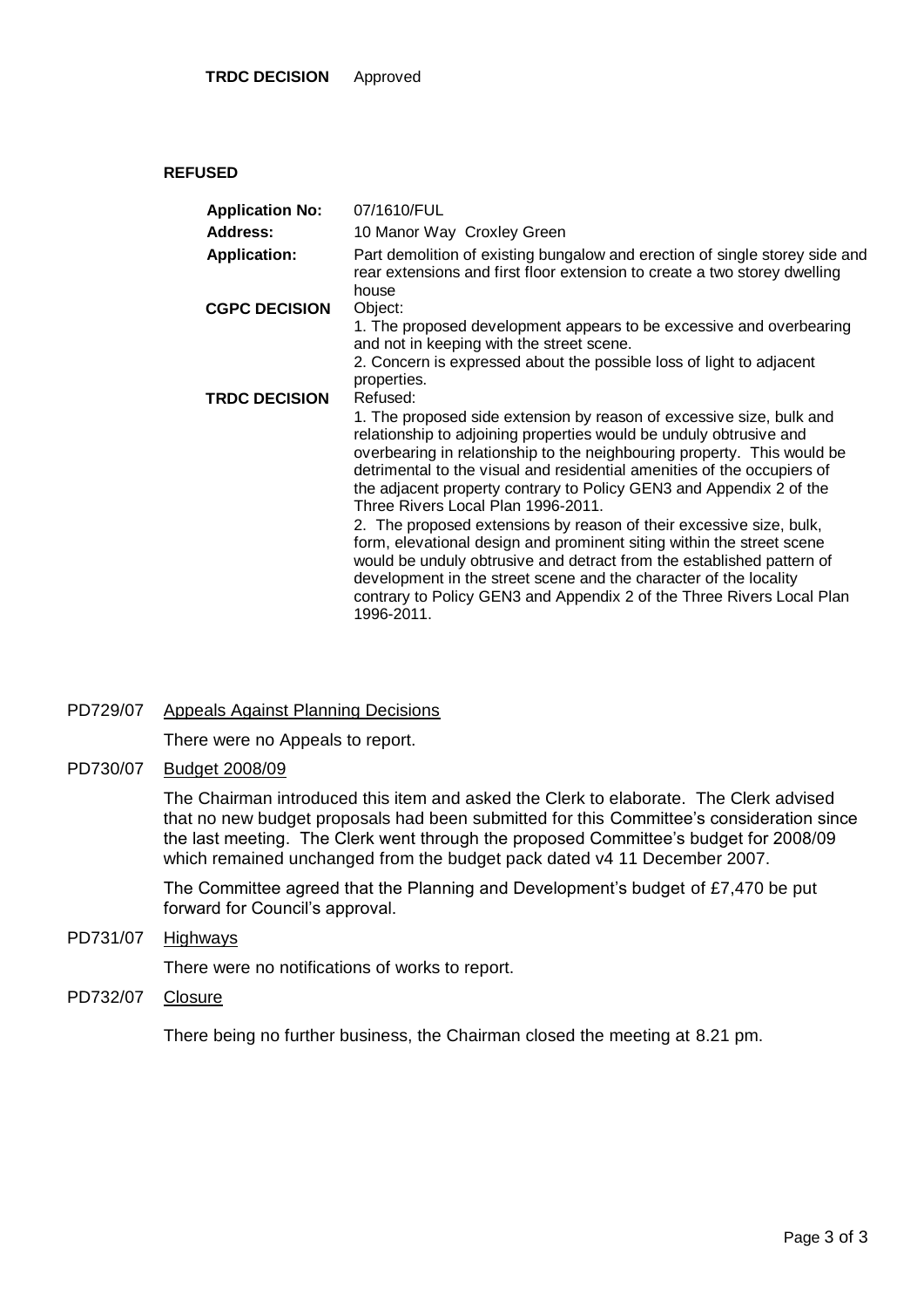| | |
|---|---|
| **TRDC DECISION** | Approved |

**REFUSED**

| | |
|---|---|
| **Application No:** | 07/1610/FUL |
| **Address:** | 10 Manor Way Croxley Green |
| **Application:** | Part demolition of existing bungalow and erection of single storey side and rear extensions and first floor extension to create a two storey dwelling house |
| **CGPC DECISION** | Object:<br>1. The proposed development appears to be excessive and overbearing and not in keeping with the street scene.<br>2. Concern is expressed about the possible loss of light to adjacent properties. |
| **TRDC DECISION** | Refused:<br>1. The proposed side extension by reason of excessive size, bulk and relationship to adjoining properties would be unduly obtrusive and overbearing in relationship to the neighbouring property. This would be detrimental to the visual and residential amenities of the occupiers of the adjacent property contrary to Policy GEN3 and Appendix 2 of the Three Rivers Local Plan 1996-2011.<br>2. The proposed extensions by reason of their excessive size, bulk, form, elevational design and prominent siting within the street scene would be unduly obtrusive and detract from the established pattern of development in the street scene and the character of the locality contrary to Policy GEN3 and Appendix 2 of the Three Rivers Local Plan 1996-2011. |

PD729/07 Appeals Against Planning Decisions

There were no Appeals to report.

PD730/07 Budget 2008/09

The Chairman introduced this item and asked the Clerk to elaborate. The Clerk advised that no new budget proposals had been submitted for this Committee's consideration since the last meeting. The Clerk went through the proposed Committee's budget for 2008/09 which remained unchanged from the budget pack dated v4 11 December 2007.

The Committee agreed that the Planning and Development's budget of £7,470 be put forward for Council's approval.

PD731/07 Highways

There were no notifications of works to report.

PD732/07 Closure

There being no further business, the Chairman closed the meeting at 8.21 pm.